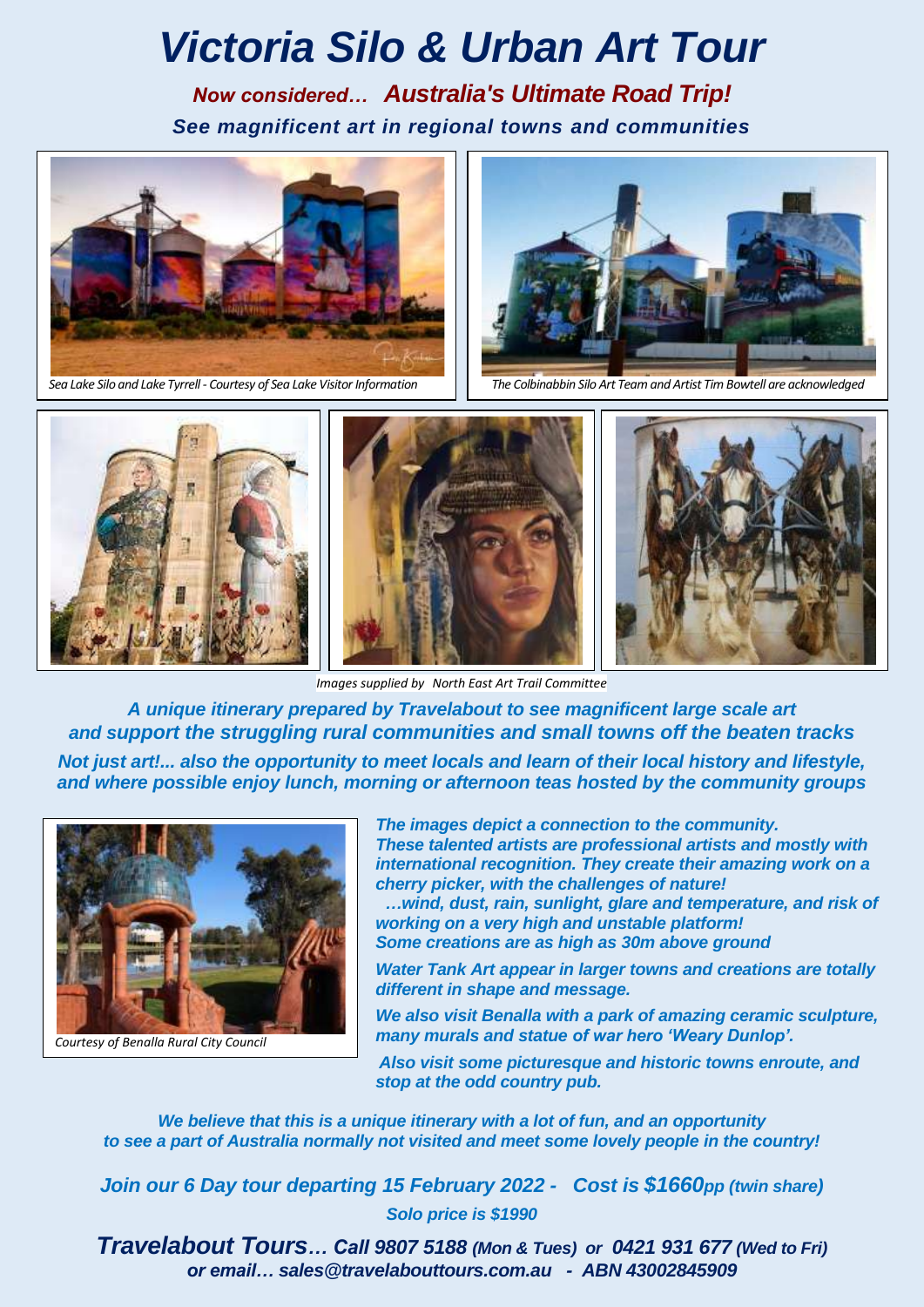# Victoria Silo & Urban Art Tour

***Now considered… Australia's Ultimate Road Trip!***

***See magnificent art in regional towns and communities***

*Sea Lake Silo and Lake Tyrrell - Courtesy of Sea Lake Visitor Information*

*The Colbinabbin Silo Art Team and Artist Tim Bowtell are acknowledged*

*Images supplied by North East Art Trail Committee*

***A unique itinerary prepared by Travelabout to see magnificent large scale art and support the struggling rural communities and small towns off the beaten tracks***

***Not just art!... also the opportunity to meet locals and learn of their local history and lifestyle, and where possible enjoy lunch, morning or afternoon teas hosted by the community groups***

*Courtesy of Benalla Rural City Council*

***The images depict a connection to the community. These talented artists are professional artists and mostly with international recognition. They create their amazing work on a cherry picker, with the challenges of nature!***
***…wind, dust, rain, sunlight, glare and temperature, and risk of working on a very high and unstable platform!***
***Some creations are as high as 30m above ground***

***Water Tank Art appear in larger towns and creations are totally different in shape and message.***

***We also visit Benalla with a park of amazing ceramic sculpture, many murals and statue of war hero 'Weary Dunlop'.***

***Also visit some picturesque and historic towns enroute, and stop at the odd country pub.***

***We believe that this is a unique itinerary with a lot of fun, and an opportunity to see a part of Australia normally not visited and meet some lovely people in the country!***

***Join our 6 Day tour departing 15 February 2022 - Cost is $1660pp (twin share)***

***Solo price is $1990***

***Travelabout Tours… Call 9807 5188 (Mon & Tues) or 0421 931 677 (Wed to Fri) or email… sales@travelabouttours.com.au - ABN 43002845909***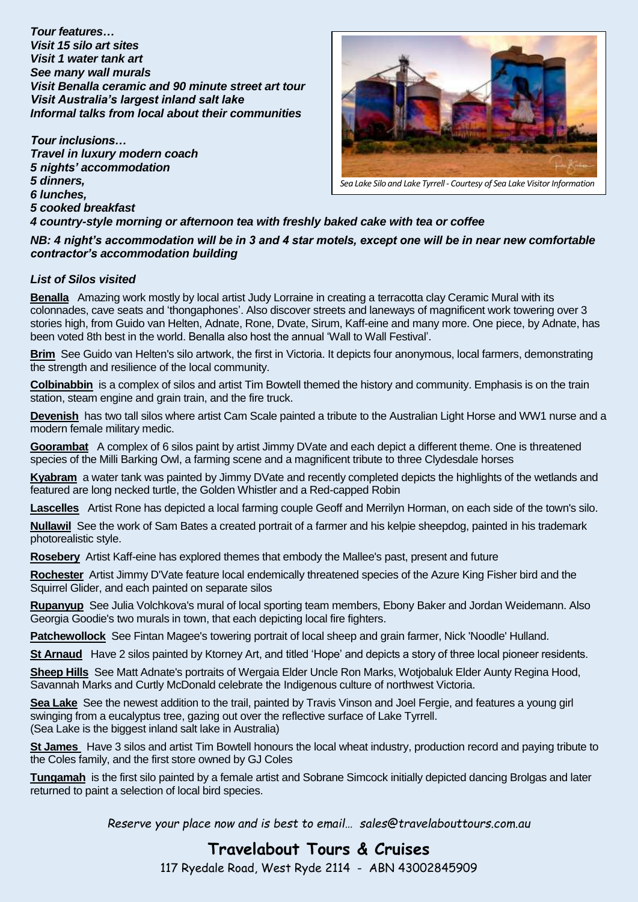***Tour features…***
***Visit 15 silo art sites***
***Visit 1 water tank art***
***See many wall murals***
***Visit Benalla ceramic and 90 minute street art tour***
***Visit Australia's largest inland salt lake***
***Informal talks from local about their communities***

***Tour inclusions…***
***Travel in luxury modern coach***
***5 nights' accommodation***
***5 dinners,***
***6 lunches,***
***5 cooked breakfast***
***4 country-style morning or afternoon tea with freshly baked cake with tea or coffee***

*Sea Lake Silo and Lake Tyrrell - Courtesy of Sea Lake Visitor Information*

***NB: 4 night's accommodation will be in 3 and 4 star motels, except one will be in near new comfortable contractor's accommodation building***

### *List of Silos visited*

**Benalla** Amazing work mostly by local artist Judy Lorraine in creating a terracotta clay Ceramic Mural with its colonnades, cave seats and 'thongaphones'. Also discover streets and laneways of magnificent work towering over 3 stories high, from Guido van Helten, Adnate, Rone, Dvate, Sirum, Kaff-eine and many more. One piece, by Adnate, has been voted 8th best in the world. Benalla also host the annual 'Wall to Wall Festival'.

**Brim** See Guido van Helten's silo artwork, the first in Victoria. It depicts four anonymous, local farmers, demonstrating the strength and resilience of the local community.

**Colbinabbin** is a complex of silos and artist Tim Bowtell themed the history and community. Emphasis is on the train station, steam engine and grain train, and the fire truck.

**Devenish** has two tall silos where artist Cam Scale painted a tribute to the Australian Light Horse and WW1 nurse and a modern female military medic.

**Goorambat** A complex of 6 silos paint by artist Jimmy DVate and each depict a different theme. One is threatened species of the Milli Barking Owl, a farming scene and a magnificent tribute to three Clydesdale horses

**Kyabram** a water tank was painted by Jimmy DVate and recently completed depicts the highlights of the wetlands and featured are long necked turtle, the Golden Whistler and a Red-capped Robin

**Lascelles** Artist Rone has depicted a local farming couple Geoff and Merrilyn Horman, on each side of the town's silo.

**Nullawil** See the work of Sam Bates a created portrait of a farmer and his kelpie sheepdog, painted in his trademark photorealistic style.

**Rosebery** Artist Kaff-eine has explored themes that embody the Mallee's past, present and future

**Rochester** Artist Jimmy D'Vate feature local endemically threatened species of the Azure King Fisher bird and the Squirrel Glider, and each painted on separate silos

**Rupanyup** See Julia Volchkova's mural of local sporting team members, Ebony Baker and Jordan Weidemann. Also Georgia Goodie's two murals in town, that each depicting local fire fighters.

**Patchewollock** See Fintan Magee's towering portrait of local sheep and grain farmer, Nick 'Noodle' Hulland.

**St Arnaud** Have 2 silos painted by Ktorney Art, and titled 'Hope' and depicts a story of three local pioneer residents.

**Sheep Hills** See Matt Adnate's portraits of Wergaia Elder Uncle Ron Marks, Wotjobaluk Elder Aunty Regina Hood, Savannah Marks and Curtly McDonald celebrate the Indigenous culture of northwest Victoria.

**Sea Lake** See the newest addition to the trail, painted by Travis Vinson and Joel Fergie, and features a young girl swinging from a eucalyptus tree, gazing out over the reflective surface of Lake Tyrrell.
(Sea Lake is the biggest inland salt lake in Australia)

**St James** Have 3 silos and artist Tim Bowtell honours the local wheat industry, production record and paying tribute to the Coles family, and the first store owned by GJ Coles

**Tungamah** is the first silo painted by a female artist and Sobrane Simcock initially depicted dancing Brolgas and later returned to paint a selection of local bird species.

*Reserve your place now and is best to email… sales@travelabouttours.com.au*

## Travelabout Tours & Cruises

117 Ryedale Road, West Ryde 2114 - ABN 43002845909